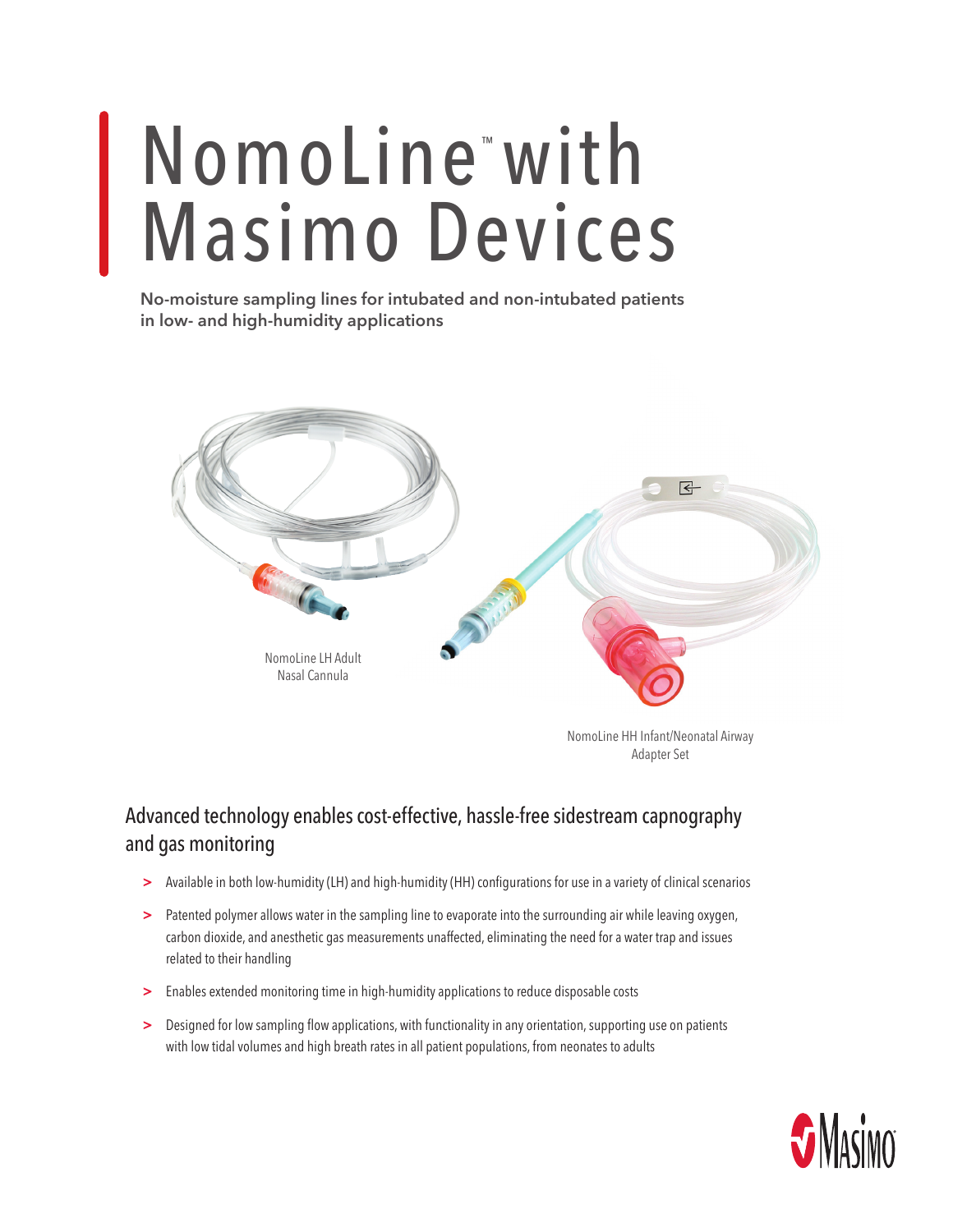# NomoLine™ with Masimo Devices

**No-moisture sampling lines for intubated and non-intubated patients in low- and high-humidity applications**

NomoLine LH Adult Nasal Cannula

NomoLine HH Infant/Neonatal Airway Adapter Set

## Advanced technology enables cost-effective, hassle-free sidestream capnography and gas monitoring

- Available in both low-humidity (LH) and high-humidity (HH) configurations for use in a variety of clinical scenarios
- Patented polymer allows water in the sampling line to evaporate into the surrounding air while leaving oxygen, carbon dioxide, and anesthetic gas measurements unaffected, eliminating the need for a water trap and issues related to their handling
- Enables extended monitoring time in high-humidity applications to reduce disposable costs
- Designed for low sampling flow applications, with functionality in any orientation, supporting use on patients with low tidal volumes and high breath rates in all patient populations, from neonates to adults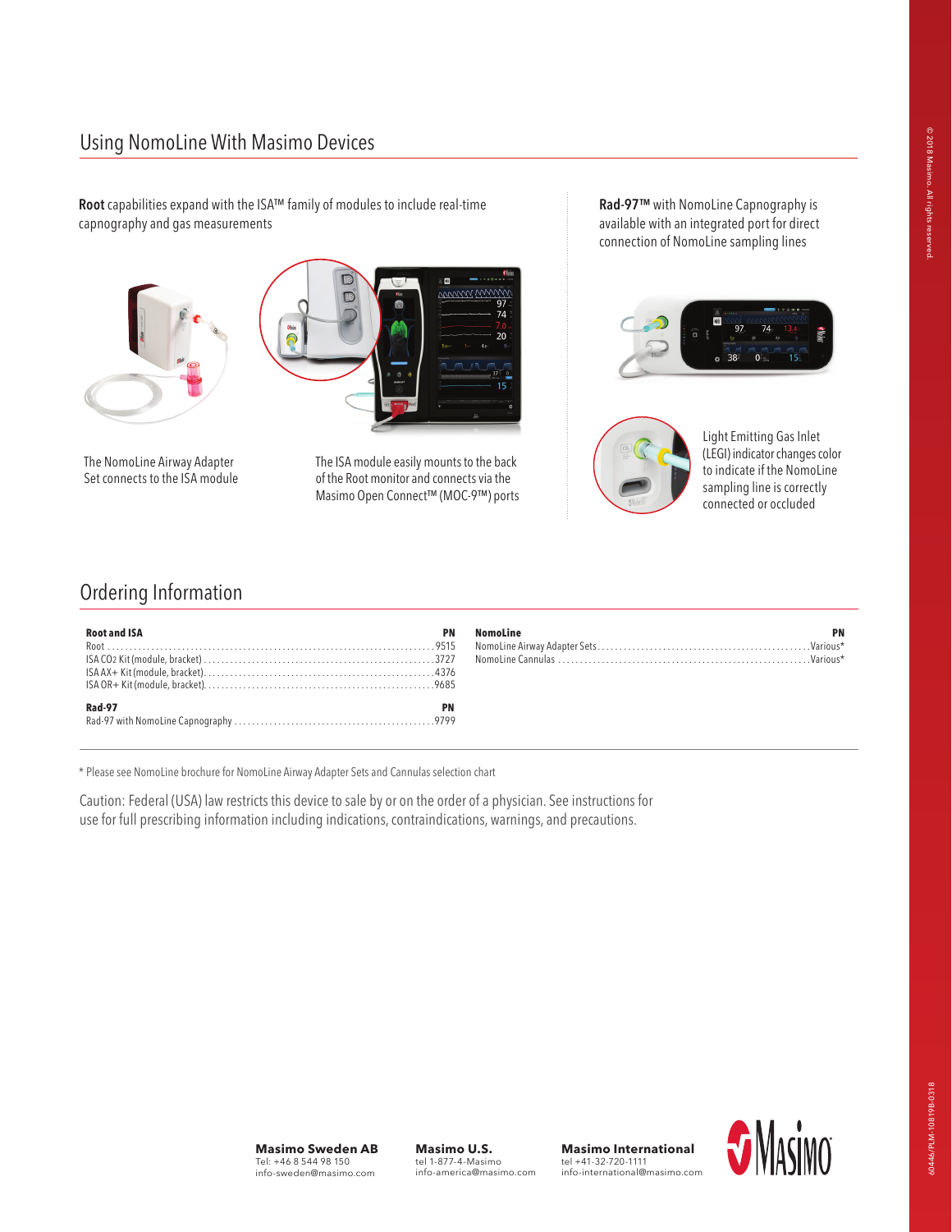## Using NomoLine With Masimo Devices

**Root** capabilities expand with the ISA™ family of modules to include real-time capnography and gas measurements

The NomoLine Airway Adapter Set connects to the ISA module

The ISA module easily mounts to the back of the Root monitor and connects via the Masimo Open Connect™ (MOC-9™) ports

**Rad-97™** with NomoLine Capnography is available with an integrated port for direct connection of NomoLine sampling lines

Light Emitting Gas Inlet (LEGI) indicator changes color to indicate if the NomoLine sampling line is correctly connected or occluded

## Ordering Information

| Root and ISA | PN |
|---|---|
| Root | 9515 |
| ISA $CO_2$ Kit (module, bracket) | 3727 |
| ISA AX+ Kit (module, bracket) | 4376 |
| ISA OR+ Kit (module, bracket) | 9685 |

| Rad-97 | PN |
|---|---|
| Rad-97 with NomoLine Capnography | 9799 |

| NomoLine | PN |
|---|---|
| NomoLine Airway Adapter Sets | Various* |
| NomoLine Cannulas | Various* |

\* Please see NomoLine brochure for NomoLine Airway Adapter Sets and Cannulas selection chart

Caution: Federal (USA) law restricts this device to sale by or on the order of a physician. See instructions for use for full prescribing information including indications, contraindications, warnings, and precautions.

**Masimo Sweden AB**
Tel: +46 8 544 98 150
info-sweden@masimo.com

**Masimo U.S.**
tel 1-877-4-Masimo
info-america@masimo.com

**Masimo International**
tel +41-32-720-1111
info-international@masimo.com

© 2018 Masimo. All rights reserved.

60446/PLM-10819B-0318